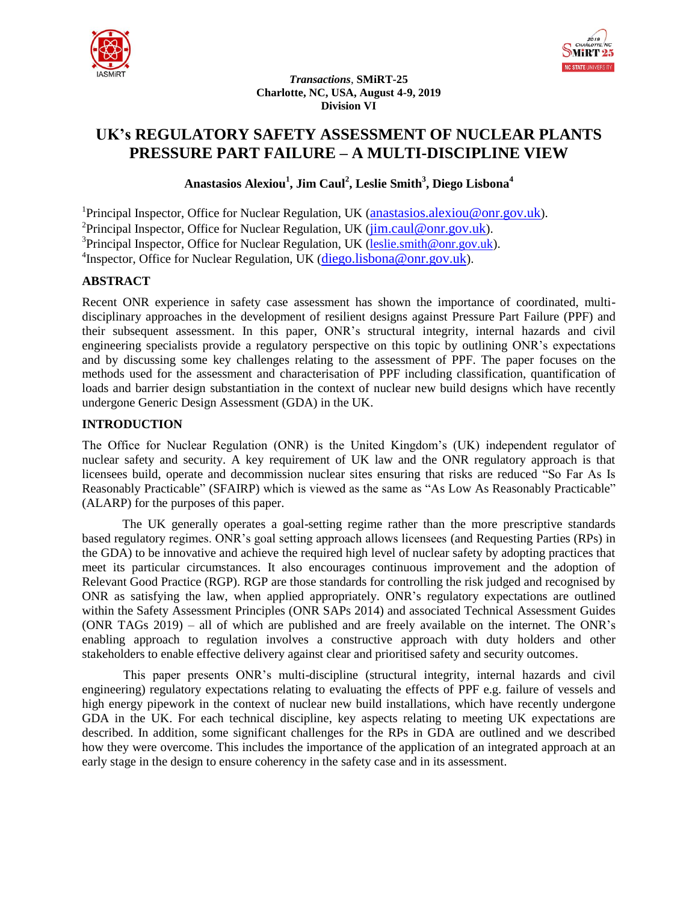*Transactions*, **SMiRT-25**
**Charlotte, NC, USA, August 4-9, 2019**
**Division VI**

# UK's REGULATORY SAFETY ASSESSMENT OF NUCLEAR PLANTS PRESSURE PART FAILURE – A MULTI-DISCIPLINE VIEW

**Anastasios Alexiou[1], Jim Caul[2], Leslie Smith[3], Diego Lisbona[4]**

[1]Principal Inspector, Office for Nuclear Regulation, UK (anastasios.alexiou@onr.gov.uk).
[2]Principal Inspector, Office for Nuclear Regulation, UK (jim.caul@onr.gov.uk).
[3]Principal Inspector, Office for Nuclear Regulation, UK (leslie.smith@onr.gov.uk).
[4]Inspector, Office for Nuclear Regulation, UK (diego.lisbona@onr.gov.uk).

## ABSTRACT

Recent ONR experience in safety case assessment has shown the importance of coordinated, multi-disciplinary approaches in the development of resilient designs against Pressure Part Failure (PPF) and their subsequent assessment. In this paper, ONR's structural integrity, internal hazards and civil engineering specialists provide a regulatory perspective on this topic by outlining ONR's expectations and by discussing some key challenges relating to the assessment of PPF. The paper focuses on the methods used for the assessment and characterisation of PPF including classification, quantification of loads and barrier design substantiation in the context of nuclear new build designs which have recently undergone Generic Design Assessment (GDA) in the UK.

## INTRODUCTION

The Office for Nuclear Regulation (ONR) is the United Kingdom's (UK) independent regulator of nuclear safety and security. A key requirement of UK law and the ONR regulatory approach is that licensees build, operate and decommission nuclear sites ensuring that risks are reduced "So Far As Is Reasonably Practicable" (SFAIRP) which is viewed as the same as "As Low As Reasonably Practicable" (ALARP) for the purposes of this paper.

The UK generally operates a goal-setting regime rather than the more prescriptive standards based regulatory regimes. ONR's goal setting approach allows licensees (and Requesting Parties (RPs) in the GDA) to be innovative and achieve the required high level of nuclear safety by adopting practices that meet its particular circumstances. It also encourages continuous improvement and the adoption of Relevant Good Practice (RGP). RGP are those standards for controlling the risk judged and recognised by ONR as satisfying the law, when applied appropriately. ONR's regulatory expectations are outlined within the Safety Assessment Principles (ONR SAPs 2014) and associated Technical Assessment Guides (ONR TAGs 2019) – all of which are published and are freely available on the internet. The ONR's enabling approach to regulation involves a constructive approach with duty holders and other stakeholders to enable effective delivery against clear and prioritised safety and security outcomes.

This paper presents ONR's multi-discipline (structural integrity, internal hazards and civil engineering) regulatory expectations relating to evaluating the effects of PPF e.g. failure of vessels and high energy pipework in the context of nuclear new build installations, which have recently undergone GDA in the UK. For each technical discipline, key aspects relating to meeting UK expectations are described. In addition, some significant challenges for the RPs in GDA are outlined and we described how they were overcome. This includes the importance of the application of an integrated approach at an early stage in the design to ensure coherency in the safety case and in its assessment.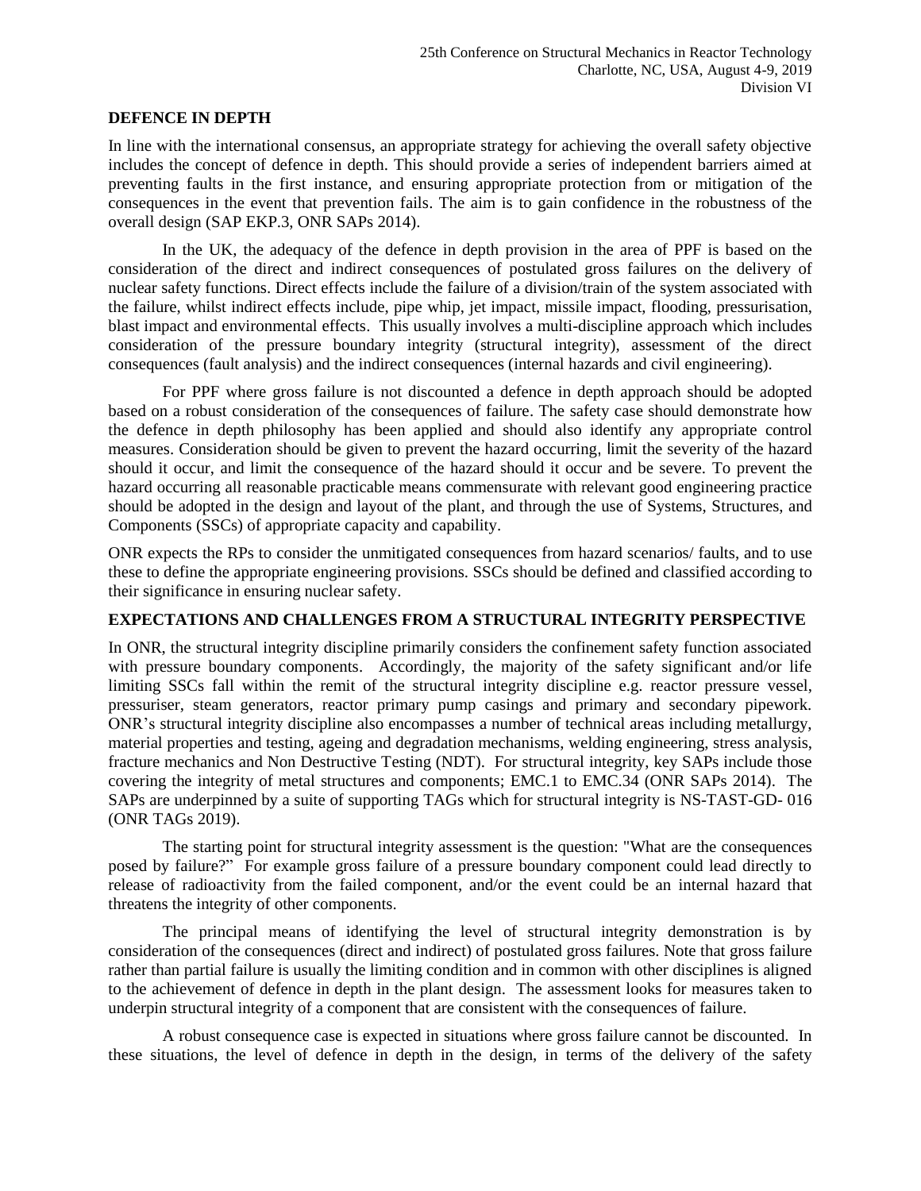## DEFENCE IN DEPTH

In line with the international consensus, an appropriate strategy for achieving the overall safety objective includes the concept of defence in depth. This should provide a series of independent barriers aimed at preventing faults in the first instance, and ensuring appropriate protection from or mitigation of the consequences in the event that prevention fails. The aim is to gain confidence in the robustness of the overall design (SAP EKP.3, ONR SAPs 2014).

In the UK, the adequacy of the defence in depth provision in the area of PPF is based on the consideration of the direct and indirect consequences of postulated gross failures on the delivery of nuclear safety functions. Direct effects include the failure of a division/train of the system associated with the failure, whilst indirect effects include, pipe whip, jet impact, missile impact, flooding, pressurisation, blast impact and environmental effects. This usually involves a multi-discipline approach which includes consideration of the pressure boundary integrity (structural integrity), assessment of the direct consequences (fault analysis) and the indirect consequences (internal hazards and civil engineering).

For PPF where gross failure is not discounted a defence in depth approach should be adopted based on a robust consideration of the consequences of failure. The safety case should demonstrate how the defence in depth philosophy has been applied and should also identify any appropriate control measures. Consideration should be given to prevent the hazard occurring, limit the severity of the hazard should it occur, and limit the consequence of the hazard should it occur and be severe. To prevent the hazard occurring all reasonable practicable means commensurate with relevant good engineering practice should be adopted in the design and layout of the plant, and through the use of Systems, Structures, and Components (SSCs) of appropriate capacity and capability.

ONR expects the RPs to consider the unmitigated consequences from hazard scenarios/ faults, and to use these to define the appropriate engineering provisions. SSCs should be defined and classified according to their significance in ensuring nuclear safety.

## EXPECTATIONS AND CHALLENGES FROM A STRUCTURAL INTEGRITY PERSPECTIVE

In ONR, the structural integrity discipline primarily considers the confinement safety function associated with pressure boundary components. Accordingly, the majority of the safety significant and/or life limiting SSCs fall within the remit of the structural integrity discipline e.g. reactor pressure vessel, pressuriser, steam generators, reactor primary pump casings and primary and secondary pipework. ONR's structural integrity discipline also encompasses a number of technical areas including metallurgy, material properties and testing, ageing and degradation mechanisms, welding engineering, stress analysis, fracture mechanics and Non Destructive Testing (NDT). For structural integrity, key SAPs include those covering the integrity of metal structures and components; EMC.1 to EMC.34 (ONR SAPs 2014). The SAPs are underpinned by a suite of supporting TAGs which for structural integrity is NS-TAST-GD- 016 (ONR TAGs 2019).

The starting point for structural integrity assessment is the question: "What are the consequences posed by failure?" For example gross failure of a pressure boundary component could lead directly to release of radioactivity from the failed component, and/or the event could be an internal hazard that threatens the integrity of other components.

The principal means of identifying the level of structural integrity demonstration is by consideration of the consequences (direct and indirect) of postulated gross failures. Note that gross failure rather than partial failure is usually the limiting condition and in common with other disciplines is aligned to the achievement of defence in depth in the plant design. The assessment looks for measures taken to underpin structural integrity of a component that are consistent with the consequences of failure.

A robust consequence case is expected in situations where gross failure cannot be discounted. In these situations, the level of defence in depth in the design, in terms of the delivery of the safety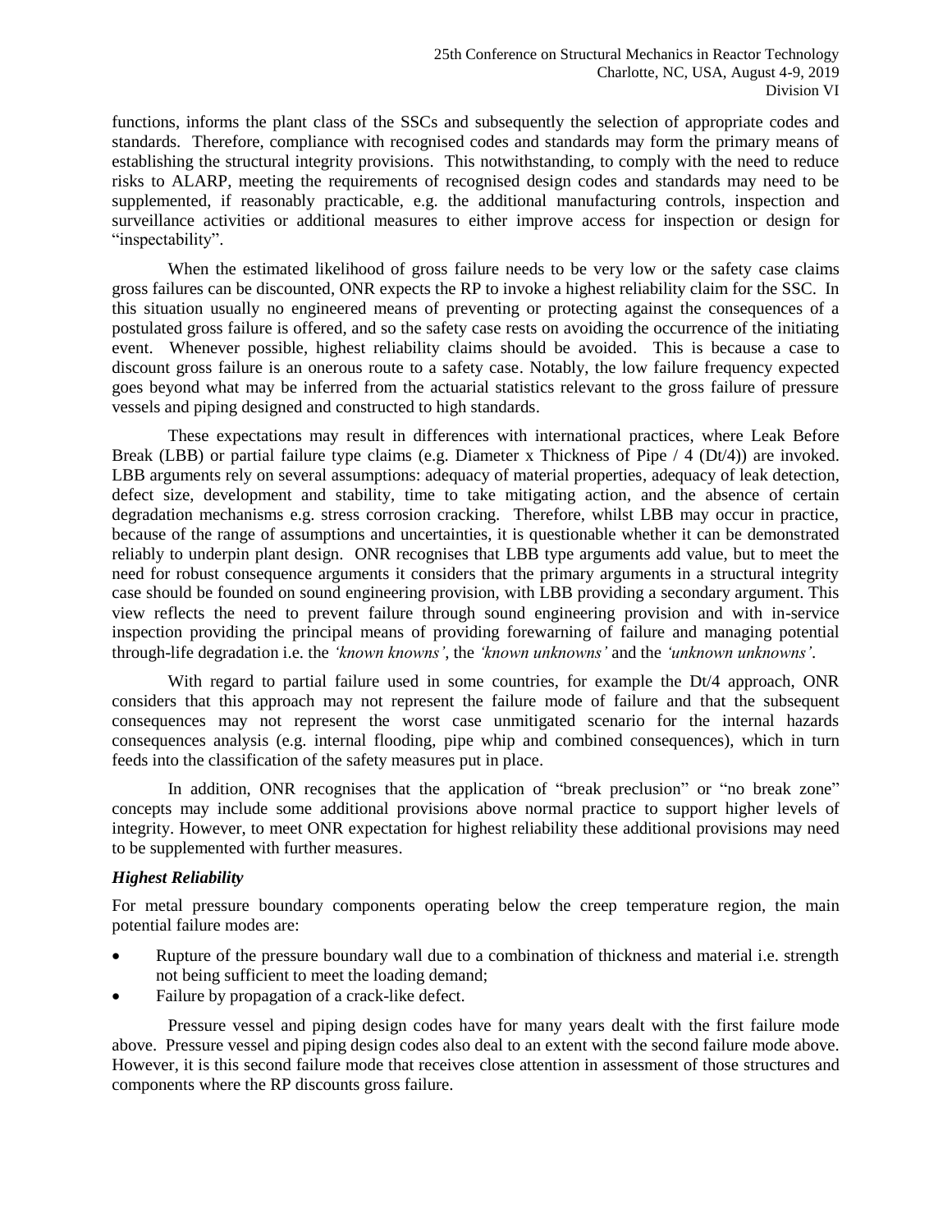functions, informs the plant class of the SSCs and subsequently the selection of appropriate codes and standards. Therefore, compliance with recognised codes and standards may form the primary means of establishing the structural integrity provisions. This notwithstanding, to comply with the need to reduce risks to ALARP, meeting the requirements of recognised design codes and standards may need to be supplemented, if reasonably practicable, e.g. the additional manufacturing controls, inspection and surveillance activities or additional measures to either improve access for inspection or design for "inspectability".

When the estimated likelihood of gross failure needs to be very low or the safety case claims gross failures can be discounted, ONR expects the RP to invoke a highest reliability claim for the SSC. In this situation usually no engineered means of preventing or protecting against the consequences of a postulated gross failure is offered, and so the safety case rests on avoiding the occurrence of the initiating event. Whenever possible, highest reliability claims should be avoided. This is because a case to discount gross failure is an onerous route to a safety case. Notably, the low failure frequency expected goes beyond what may be inferred from the actuarial statistics relevant to the gross failure of pressure vessels and piping designed and constructed to high standards.

These expectations may result in differences with international practices, where Leak Before Break (LBB) or partial failure type claims (e.g. Diameter x Thickness of Pipe / 4 (Dt/4)) are invoked. LBB arguments rely on several assumptions: adequacy of material properties, adequacy of leak detection, defect size, development and stability, time to take mitigating action, and the absence of certain degradation mechanisms e.g. stress corrosion cracking. Therefore, whilst LBB may occur in practice, because of the range of assumptions and uncertainties, it is questionable whether it can be demonstrated reliably to underpin plant design. ONR recognises that LBB type arguments add value, but to meet the need for robust consequence arguments it considers that the primary arguments in a structural integrity case should be founded on sound engineering provision, with LBB providing a secondary argument. This view reflects the need to prevent failure through sound engineering provision and with in-service inspection providing the principal means of providing forewarning of failure and managing potential through-life degradation i.e. the *'known knowns'*, the *'known unknowns'* and the *'unknown unknowns'*.

With regard to partial failure used in some countries, for example the Dt/4 approach, ONR considers that this approach may not represent the failure mode of failure and that the subsequent consequences may not represent the worst case unmitigated scenario for the internal hazards consequences analysis (e.g. internal flooding, pipe whip and combined consequences), which in turn feeds into the classification of the safety measures put in place.

In addition, ONR recognises that the application of "break preclusion" or "no break zone" concepts may include some additional provisions above normal practice to support higher levels of integrity. However, to meet ONR expectation for highest reliability these additional provisions may need to be supplemented with further measures.

### *Highest Reliability*

For metal pressure boundary components operating below the creep temperature region, the main potential failure modes are:

- Rupture of the pressure boundary wall due to a combination of thickness and material i.e. strength not being sufficient to meet the loading demand;
- Failure by propagation of a crack-like defect.

Pressure vessel and piping design codes have for many years dealt with the first failure mode above. Pressure vessel and piping design codes also deal to an extent with the second failure mode above. However, it is this second failure mode that receives close attention in assessment of those structures and components where the RP discounts gross failure.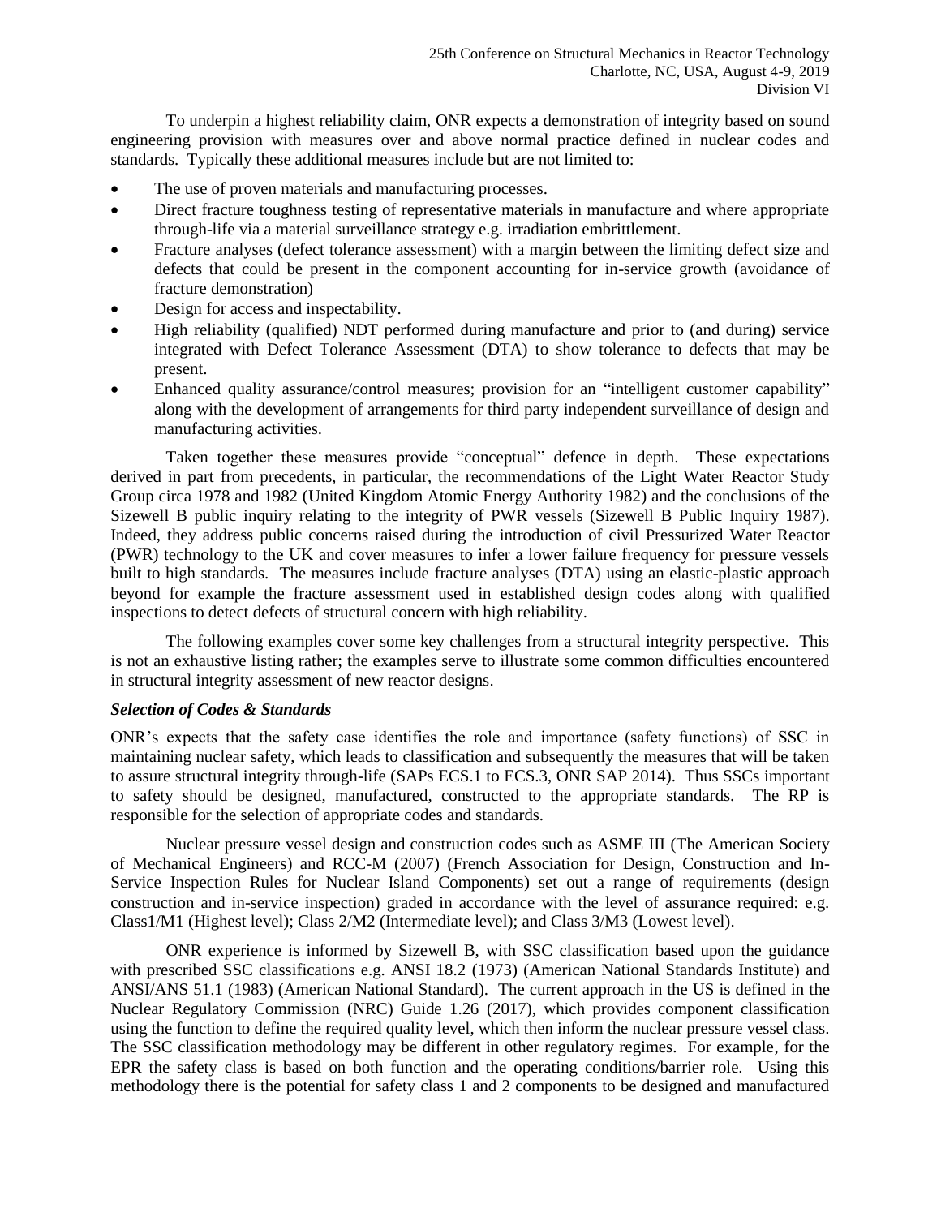To underpin a highest reliability claim, ONR expects a demonstration of integrity based on sound engineering provision with measures over and above normal practice defined in nuclear codes and standards. Typically these additional measures include but are not limited to:

- The use of proven materials and manufacturing processes.
- Direct fracture toughness testing of representative materials in manufacture and where appropriate through-life via a material surveillance strategy e.g. irradiation embrittlement.
- Fracture analyses (defect tolerance assessment) with a margin between the limiting defect size and defects that could be present in the component accounting for in-service growth (avoidance of fracture demonstration)
- Design for access and inspectability.
- High reliability (qualified) NDT performed during manufacture and prior to (and during) service integrated with Defect Tolerance Assessment (DTA) to show tolerance to defects that may be present.
- Enhanced quality assurance/control measures; provision for an "intelligent customer capability" along with the development of arrangements for third party independent surveillance of design and manufacturing activities.

Taken together these measures provide "conceptual" defence in depth. These expectations derived in part from precedents, in particular, the recommendations of the Light Water Reactor Study Group circa 1978 and 1982 (United Kingdom Atomic Energy Authority 1982) and the conclusions of the Sizewell B public inquiry relating to the integrity of PWR vessels (Sizewell B Public Inquiry 1987). Indeed, they address public concerns raised during the introduction of civil Pressurized Water Reactor (PWR) technology to the UK and cover measures to infer a lower failure frequency for pressure vessels built to high standards. The measures include fracture analyses (DTA) using an elastic-plastic approach beyond for example the fracture assessment used in established design codes along with qualified inspections to detect defects of structural concern with high reliability.

The following examples cover some key challenges from a structural integrity perspective. This is not an exhaustive listing rather; the examples serve to illustrate some common difficulties encountered in structural integrity assessment of new reactor designs.

***Selection of Codes & Standards***

ONR's expects that the safety case identifies the role and importance (safety functions) of SSC in maintaining nuclear safety, which leads to classification and subsequently the measures that will be taken to assure structural integrity through-life (SAPs ECS.1 to ECS.3, ONR SAP 2014). Thus SSCs important to safety should be designed, manufactured, constructed to the appropriate standards. The RP is responsible for the selection of appropriate codes and standards.

Nuclear pressure vessel design and construction codes such as ASME III (The American Society of Mechanical Engineers) and RCC-M (2007) (French Association for Design, Construction and In-Service Inspection Rules for Nuclear Island Components) set out a range of requirements (design construction and in-service inspection) graded in accordance with the level of assurance required: e.g. Class1/M1 (Highest level); Class 2/M2 (Intermediate level); and Class 3/M3 (Lowest level).

ONR experience is informed by Sizewell B, with SSC classification based upon the guidance with prescribed SSC classifications e.g. ANSI 18.2 (1973) (American National Standards Institute) and ANSI/ANS 51.1 (1983) (American National Standard). The current approach in the US is defined in the Nuclear Regulatory Commission (NRC) Guide 1.26 (2017), which provides component classification using the function to define the required quality level, which then inform the nuclear pressure vessel class. The SSC classification methodology may be different in other regulatory regimes. For example, for the EPR the safety class is based on both function and the operating conditions/barrier role. Using this methodology there is the potential for safety class 1 and 2 components to be designed and manufactured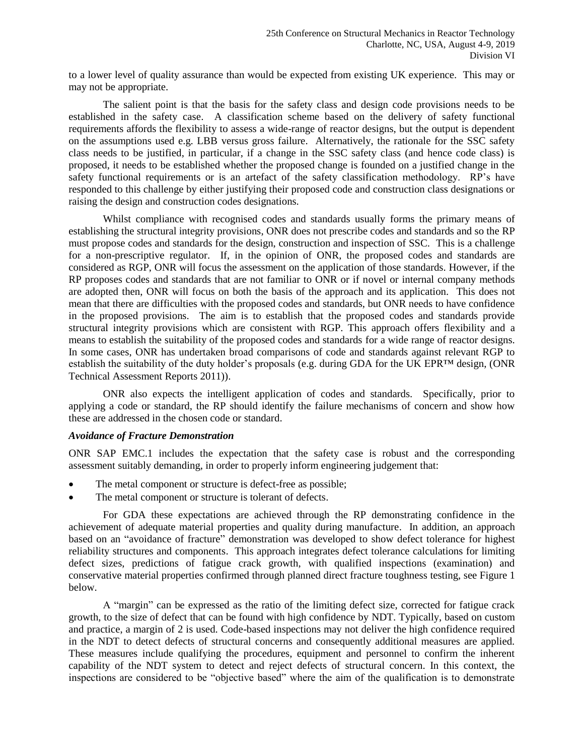to a lower level of quality assurance than would be expected from existing UK experience. This may or may not be appropriate.

The salient point is that the basis for the safety class and design code provisions needs to be established in the safety case. A classification scheme based on the delivery of safety functional requirements affords the flexibility to assess a wide-range of reactor designs, but the output is dependent on the assumptions used e.g. LBB versus gross failure. Alternatively, the rationale for the SSC safety class needs to be justified, in particular, if a change in the SSC safety class (and hence code class) is proposed, it needs to be established whether the proposed change is founded on a justified change in the safety functional requirements or is an artefact of the safety classification methodology. RP's have responded to this challenge by either justifying their proposed code and construction class designations or raising the design and construction codes designations.

Whilst compliance with recognised codes and standards usually forms the primary means of establishing the structural integrity provisions, ONR does not prescribe codes and standards and so the RP must propose codes and standards for the design, construction and inspection of SSC. This is a challenge for a non-prescriptive regulator. If, in the opinion of ONR, the proposed codes and standards are considered as RGP, ONR will focus the assessment on the application of those standards. However, if the RP proposes codes and standards that are not familiar to ONR or if novel or internal company methods are adopted then, ONR will focus on both the basis of the approach and its application. This does not mean that there are difficulties with the proposed codes and standards, but ONR needs to have confidence in the proposed provisions. The aim is to establish that the proposed codes and standards provide structural integrity provisions which are consistent with RGP. This approach offers flexibility and a means to establish the suitability of the proposed codes and standards for a wide range of reactor designs. In some cases, ONR has undertaken broad comparisons of code and standards against relevant RGP to establish the suitability of the duty holder's proposals (e.g. during GDA for the UK EPR™ design, (ONR Technical Assessment Reports 2011)).

ONR also expects the intelligent application of codes and standards. Specifically, prior to applying a code or standard, the RP should identify the failure mechanisms of concern and show how these are addressed in the chosen code or standard.

***Avoidance of Fracture Demonstration***

ONR SAP EMC.1 includes the expectation that the safety case is robust and the corresponding assessment suitably demanding, in order to properly inform engineering judgement that:

- The metal component or structure is defect-free as possible;
- The metal component or structure is tolerant of defects.

For GDA these expectations are achieved through the RP demonstrating confidence in the achievement of adequate material properties and quality during manufacture. In addition, an approach based on an "avoidance of fracture" demonstration was developed to show defect tolerance for highest reliability structures and components. This approach integrates defect tolerance calculations for limiting defect sizes, predictions of fatigue crack growth, with qualified inspections (examination) and conservative material properties confirmed through planned direct fracture toughness testing, see Figure 1 below.

A "margin" can be expressed as the ratio of the limiting defect size, corrected for fatigue crack growth, to the size of defect that can be found with high confidence by NDT. Typically, based on custom and practice, a margin of 2 is used. Code-based inspections may not deliver the high confidence required in the NDT to detect defects of structural concerns and consequently additional measures are applied. These measures include qualifying the procedures, equipment and personnel to confirm the inherent capability of the NDT system to detect and reject defects of structural concern. In this context, the inspections are considered to be "objective based" where the aim of the qualification is to demonstrate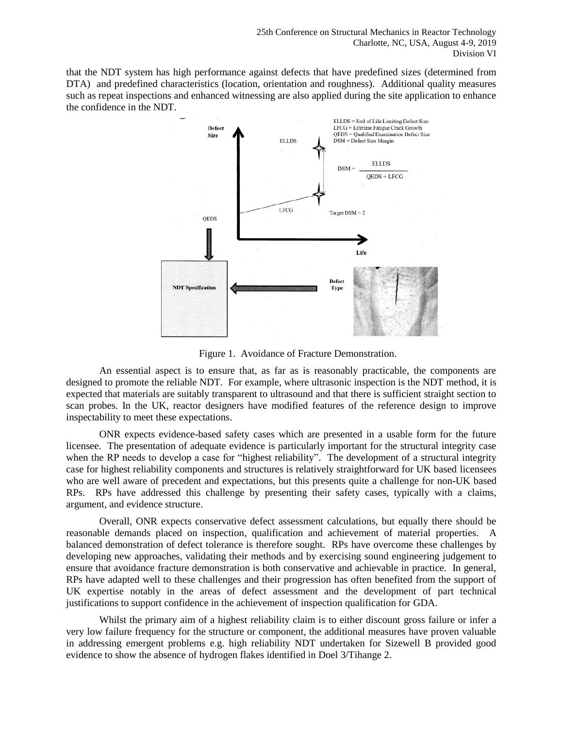that the NDT system has high performance against defects that have predefined sizes (determined from DTA) and predefined characteristics (location, orientation and roughness). Additional quality measures such as repeat inspections and enhanced witnessing are also applied during the site application to enhance the confidence in the NDT.

Figure 1. Avoidance of Fracture Demonstration.

An essential aspect is to ensure that, as far as is reasonably practicable, the components are designed to promote the reliable NDT. For example, where ultrasonic inspection is the NDT method, it is expected that materials are suitably transparent to ultrasound and that there is sufficient straight section to scan probes. In the UK, reactor designers have modified features of the reference design to improve inspectability to meet these expectations.

ONR expects evidence-based safety cases which are presented in a usable form for the future licensee. The presentation of adequate evidence is particularly important for the structural integrity case when the RP needs to develop a case for "highest reliability". The development of a structural integrity case for highest reliability components and structures is relatively straightforward for UK based licensees who are well aware of precedent and expectations, but this presents quite a challenge for non-UK based RPs. RPs have addressed this challenge by presenting their safety cases, typically with a claims, argument, and evidence structure.

Overall, ONR expects conservative defect assessment calculations, but equally there should be reasonable demands placed on inspection, qualification and achievement of material properties. A balanced demonstration of defect tolerance is therefore sought. RPs have overcome these challenges by developing new approaches, validating their methods and by exercising sound engineering judgement to ensure that avoidance fracture demonstration is both conservative and achievable in practice. In general, RPs have adapted well to these challenges and their progression has often benefited from the support of UK expertise notably in the areas of defect assessment and the development of part technical justifications to support confidence in the achievement of inspection qualification for GDA.

Whilst the primary aim of a highest reliability claim is to either discount gross failure or infer a very low failure frequency for the structure or component, the additional measures have proven valuable in addressing emergent problems e.g. high reliability NDT undertaken for Sizewell B provided good evidence to show the absence of hydrogen flakes identified in Doel 3/Tihange 2.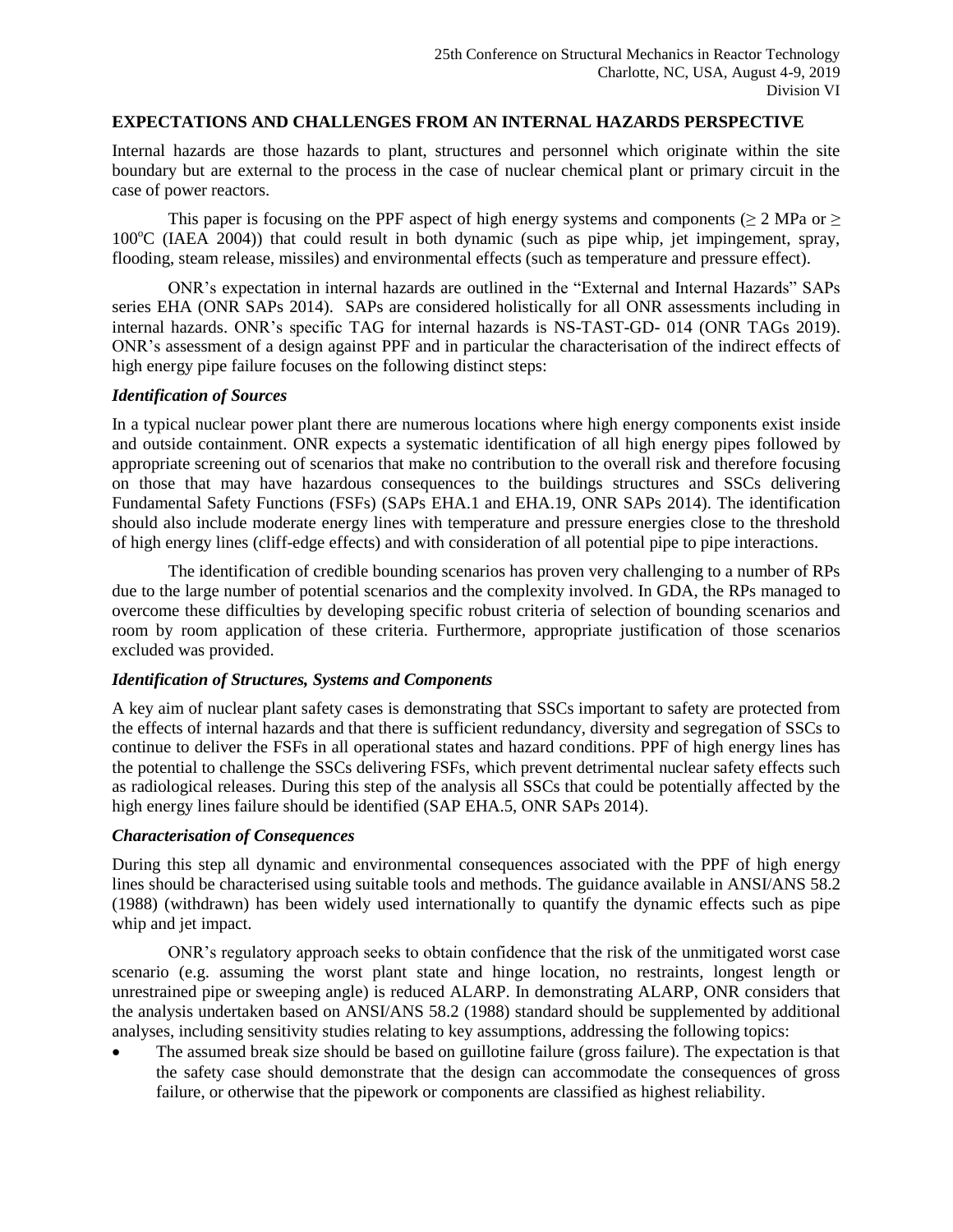## EXPECTATIONS AND CHALLENGES FROM AN INTERNAL HAZARDS PERSPECTIVE

Internal hazards are those hazards to plant, structures and personnel which originate within the site boundary but are external to the process in the case of nuclear chemical plant or primary circuit in the case of power reactors.

This paper is focusing on the PPF aspect of high energy systems and components ($\geq$ 2 MPa or $\geq$ 100$^{o}$C (IAEA 2004)) that could result in both dynamic (such as pipe whip, jet impingement, spray, flooding, steam release, missiles) and environmental effects (such as temperature and pressure effect).

ONR's expectation in internal hazards are outlined in the "External and Internal Hazards" SAPs series EHA (ONR SAPs 2014). SAPs are considered holistically for all ONR assessments including in internal hazards. ONR's specific TAG for internal hazards is NS-TAST-GD- 014 (ONR TAGs 2019). ONR's assessment of a design against PPF and in particular the characterisation of the indirect effects of high energy pipe failure focuses on the following distinct steps:

### *Identification of Sources*

In a typical nuclear power plant there are numerous locations where high energy components exist inside and outside containment. ONR expects a systematic identification of all high energy pipes followed by appropriate screening out of scenarios that make no contribution to the overall risk and therefore focusing on those that may have hazardous consequences to the buildings structures and SSCs delivering Fundamental Safety Functions (FSFs) (SAPs EHA.1 and EHA.19, ONR SAPs 2014). The identification should also include moderate energy lines with temperature and pressure energies close to the threshold of high energy lines (cliff-edge effects) and with consideration of all potential pipe to pipe interactions.

The identification of credible bounding scenarios has proven very challenging to a number of RPs due to the large number of potential scenarios and the complexity involved. In GDA, the RPs managed to overcome these difficulties by developing specific robust criteria of selection of bounding scenarios and room by room application of these criteria. Furthermore, appropriate justification of those scenarios excluded was provided.

### *Identification of Structures, Systems and Components*

A key aim of nuclear plant safety cases is demonstrating that SSCs important to safety are protected from the effects of internal hazards and that there is sufficient redundancy, diversity and segregation of SSCs to continue to deliver the FSFs in all operational states and hazard conditions. PPF of high energy lines has the potential to challenge the SSCs delivering FSFs, which prevent detrimental nuclear safety effects such as radiological releases. During this step of the analysis all SSCs that could be potentially affected by the high energy lines failure should be identified (SAP EHA.5, ONR SAPs 2014).

### *Characterisation of Consequences*

During this step all dynamic and environmental consequences associated with the PPF of high energy lines should be characterised using suitable tools and methods. The guidance available in ANSI/ANS 58.2 (1988) (withdrawn) has been widely used internationally to quantify the dynamic effects such as pipe whip and jet impact.

ONR's regulatory approach seeks to obtain confidence that the risk of the unmitigated worst case scenario (e.g. assuming the worst plant state and hinge location, no restraints, longest length or unrestrained pipe or sweeping angle) is reduced ALARP. In demonstrating ALARP, ONR considers that the analysis undertaken based on ANSI/ANS 58.2 (1988) standard should be supplemented by additional analyses, including sensitivity studies relating to key assumptions, addressing the following topics:

- The assumed break size should be based on guillotine failure (gross failure). The expectation is that the safety case should demonstrate that the design can accommodate the consequences of gross failure, or otherwise that the pipework or components are classified as highest reliability.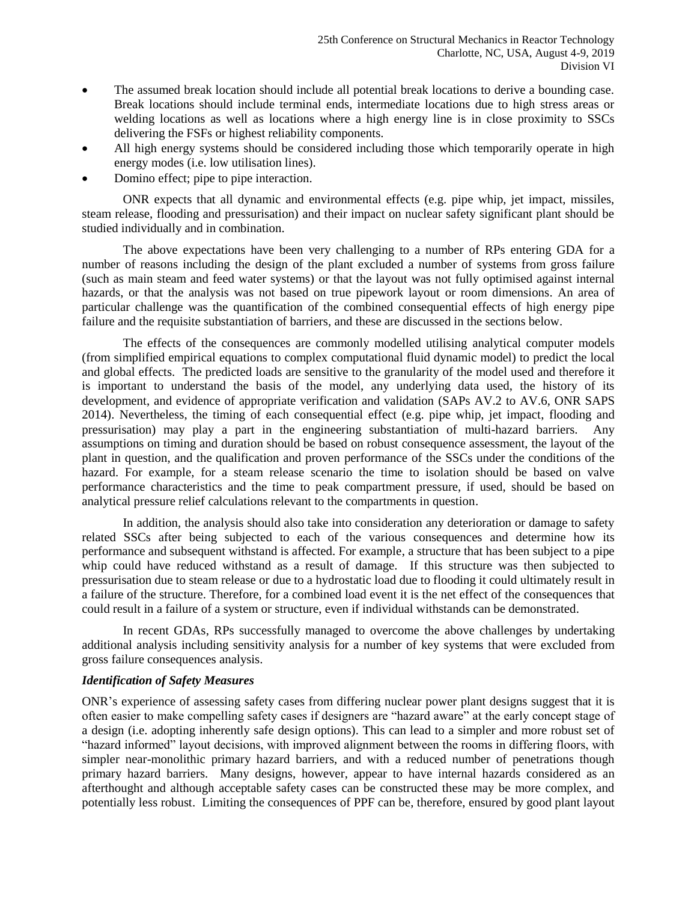- The assumed break location should include all potential break locations to derive a bounding case. Break locations should include terminal ends, intermediate locations due to high stress areas or welding locations as well as locations where a high energy line is in close proximity to SSCs delivering the FSFs or highest reliability components.
- All high energy systems should be considered including those which temporarily operate in high energy modes (i.e. low utilisation lines).
- Domino effect; pipe to pipe interaction.

ONR expects that all dynamic and environmental effects (e.g. pipe whip, jet impact, missiles, steam release, flooding and pressurisation) and their impact on nuclear safety significant plant should be studied individually and in combination.

The above expectations have been very challenging to a number of RPs entering GDA for a number of reasons including the design of the plant excluded a number of systems from gross failure (such as main steam and feed water systems) or that the layout was not fully optimised against internal hazards, or that the analysis was not based on true pipework layout or room dimensions. An area of particular challenge was the quantification of the combined consequential effects of high energy pipe failure and the requisite substantiation of barriers, and these are discussed in the sections below.

The effects of the consequences are commonly modelled utilising analytical computer models (from simplified empirical equations to complex computational fluid dynamic model) to predict the local and global effects. The predicted loads are sensitive to the granularity of the model used and therefore it is important to understand the basis of the model, any underlying data used, the history of its development, and evidence of appropriate verification and validation (SAPs AV.2 to AV.6, ONR SAPS 2014). Nevertheless, the timing of each consequential effect (e.g. pipe whip, jet impact, flooding and pressurisation) may play a part in the engineering substantiation of multi-hazard barriers. Any assumptions on timing and duration should be based on robust consequence assessment, the layout of the plant in question, and the qualification and proven performance of the SSCs under the conditions of the hazard. For example, for a steam release scenario the time to isolation should be based on valve performance characteristics and the time to peak compartment pressure, if used, should be based on analytical pressure relief calculations relevant to the compartments in question.

In addition, the analysis should also take into consideration any deterioration or damage to safety related SSCs after being subjected to each of the various consequences and determine how its performance and subsequent withstand is affected. For example, a structure that has been subject to a pipe whip could have reduced withstand as a result of damage. If this structure was then subjected to pressurisation due to steam release or due to a hydrostatic load due to flooding it could ultimately result in a failure of the structure. Therefore, for a combined load event it is the net effect of the consequences that could result in a failure of a system or structure, even if individual withstands can be demonstrated.

In recent GDAs, RPs successfully managed to overcome the above challenges by undertaking additional analysis including sensitivity analysis for a number of key systems that were excluded from gross failure consequences analysis.

***Identification of Safety Measures***

ONR's experience of assessing safety cases from differing nuclear power plant designs suggest that it is often easier to make compelling safety cases if designers are "hazard aware" at the early concept stage of a design (i.e. adopting inherently safe design options). This can lead to a simpler and more robust set of "hazard informed" layout decisions, with improved alignment between the rooms in differing floors, with simpler near-monolithic primary hazard barriers, and with a reduced number of penetrations though primary hazard barriers. Many designs, however, appear to have internal hazards considered as an afterthought and although acceptable safety cases can be constructed these may be more complex, and potentially less robust. Limiting the consequences of PPF can be, therefore, ensured by good plant layout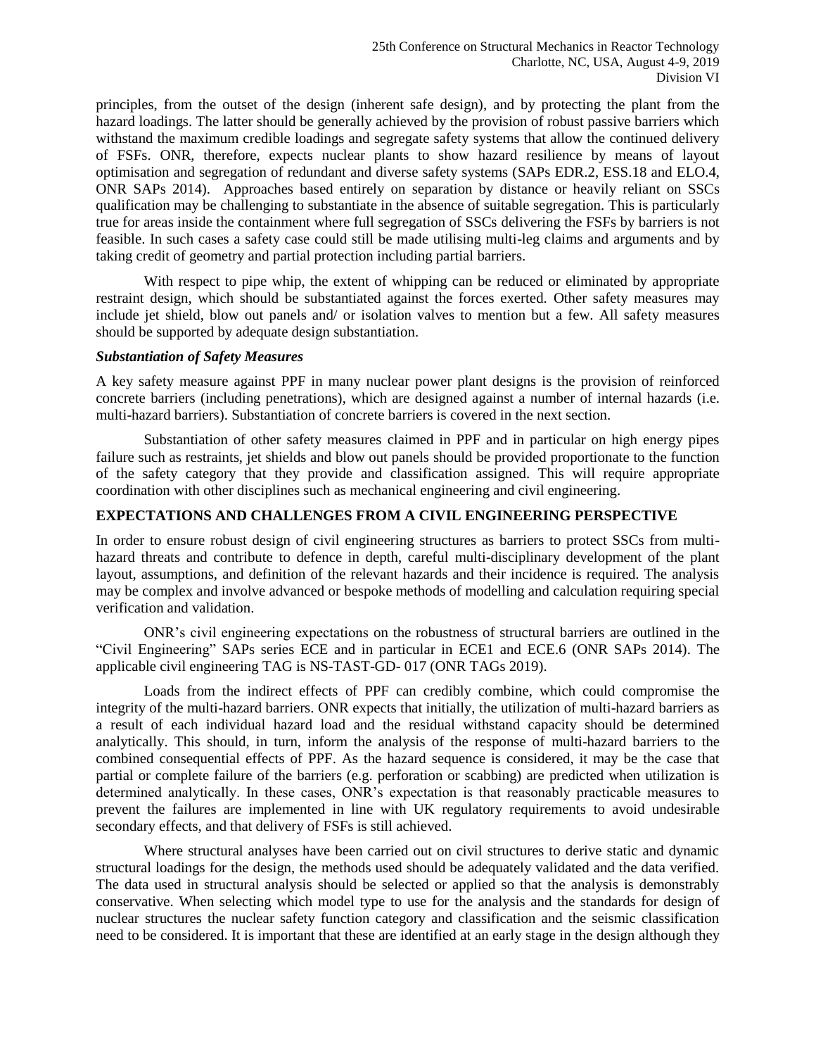principles, from the outset of the design (inherent safe design), and by protecting the plant from the hazard loadings. The latter should be generally achieved by the provision of robust passive barriers which withstand the maximum credible loadings and segregate safety systems that allow the continued delivery of FSFs. ONR, therefore, expects nuclear plants to show hazard resilience by means of layout optimisation and segregation of redundant and diverse safety systems (SAPs EDR.2, ESS.18 and ELO.4, ONR SAPs 2014). Approaches based entirely on separation by distance or heavily reliant on SSCs qualification may be challenging to substantiate in the absence of suitable segregation. This is particularly true for areas inside the containment where full segregation of SSCs delivering the FSFs by barriers is not feasible. In such cases a safety case could still be made utilising multi-leg claims and arguments and by taking credit of geometry and partial protection including partial barriers.

With respect to pipe whip, the extent of whipping can be reduced or eliminated by appropriate restraint design, which should be substantiated against the forces exerted. Other safety measures may include jet shield, blow out panels and/ or isolation valves to mention but a few. All safety measures should be supported by adequate design substantiation.

### *Substantiation of Safety Measures*

A key safety measure against PPF in many nuclear power plant designs is the provision of reinforced concrete barriers (including penetrations), which are designed against a number of internal hazards (i.e. multi-hazard barriers). Substantiation of concrete barriers is covered in the next section.

Substantiation of other safety measures claimed in PPF and in particular on high energy pipes failure such as restraints, jet shields and blow out panels should be provided proportionate to the function of the safety category that they provide and classification assigned. This will require appropriate coordination with other disciplines such as mechanical engineering and civil engineering.

## EXPECTATIONS AND CHALLENGES FROM A CIVIL ENGINEERING PERSPECTIVE

In order to ensure robust design of civil engineering structures as barriers to protect SSCs from multi-hazard threats and contribute to defence in depth, careful multi-disciplinary development of the plant layout, assumptions, and definition of the relevant hazards and their incidence is required. The analysis may be complex and involve advanced or bespoke methods of modelling and calculation requiring special verification and validation.

ONR's civil engineering expectations on the robustness of structural barriers are outlined in the "Civil Engineering" SAPs series ECE and in particular in ECE1 and ECE.6 (ONR SAPs 2014). The applicable civil engineering TAG is NS-TAST-GD- 017 (ONR TAGs 2019).

Loads from the indirect effects of PPF can credibly combine, which could compromise the integrity of the multi-hazard barriers. ONR expects that initially, the utilization of multi-hazard barriers as a result of each individual hazard load and the residual withstand capacity should be determined analytically. This should, in turn, inform the analysis of the response of multi-hazard barriers to the combined consequential effects of PPF. As the hazard sequence is considered, it may be the case that partial or complete failure of the barriers (e.g. perforation or scabbing) are predicted when utilization is determined analytically. In these cases, ONR's expectation is that reasonably practicable measures to prevent the failures are implemented in line with UK regulatory requirements to avoid undesirable secondary effects, and that delivery of FSFs is still achieved.

Where structural analyses have been carried out on civil structures to derive static and dynamic structural loadings for the design, the methods used should be adequately validated and the data verified. The data used in structural analysis should be selected or applied so that the analysis is demonstrably conservative. When selecting which model type to use for the analysis and the standards for design of nuclear structures the nuclear safety function category and classification and the seismic classification need to be considered. It is important that these are identified at an early stage in the design although they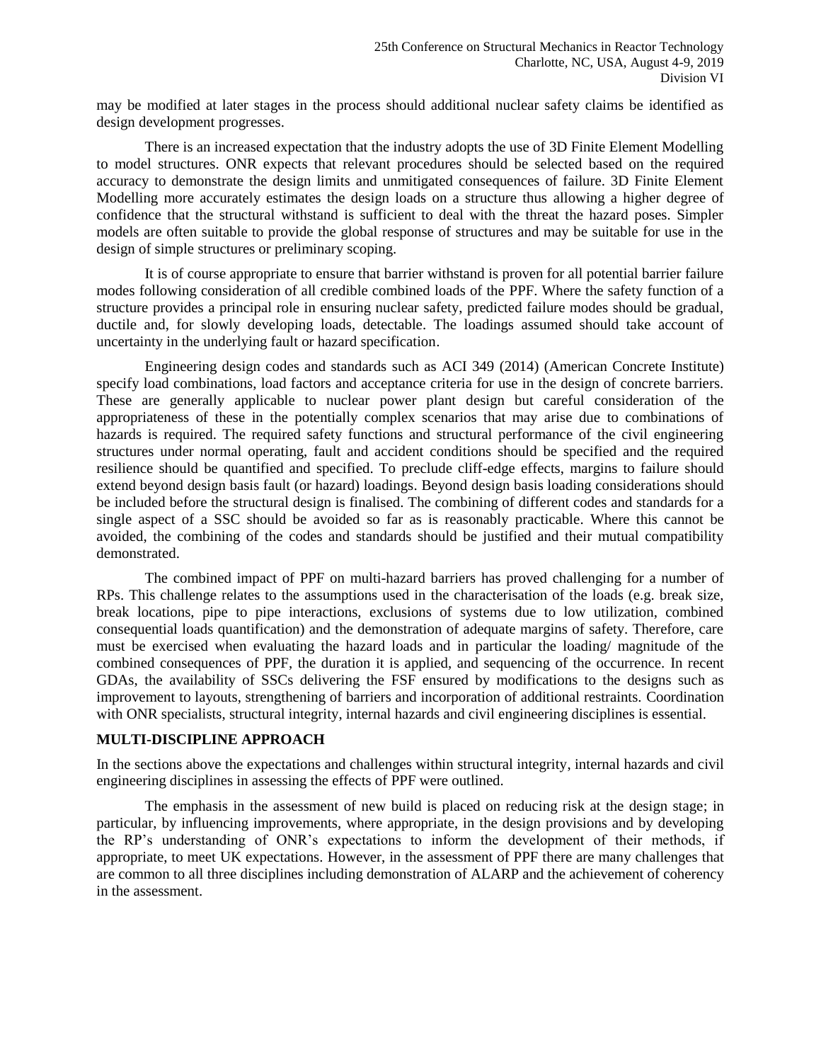may be modified at later stages in the process should additional nuclear safety claims be identified as design development progresses.

There is an increased expectation that the industry adopts the use of 3D Finite Element Modelling to model structures. ONR expects that relevant procedures should be selected based on the required accuracy to demonstrate the design limits and unmitigated consequences of failure. 3D Finite Element Modelling more accurately estimates the design loads on a structure thus allowing a higher degree of confidence that the structural withstand is sufficient to deal with the threat the hazard poses. Simpler models are often suitable to provide the global response of structures and may be suitable for use in the design of simple structures or preliminary scoping.

It is of course appropriate to ensure that barrier withstand is proven for all potential barrier failure modes following consideration of all credible combined loads of the PPF. Where the safety function of a structure provides a principal role in ensuring nuclear safety, predicted failure modes should be gradual, ductile and, for slowly developing loads, detectable. The loadings assumed should take account of uncertainty in the underlying fault or hazard specification.

Engineering design codes and standards such as ACI 349 (2014) (American Concrete Institute) specify load combinations, load factors and acceptance criteria for use in the design of concrete barriers. These are generally applicable to nuclear power plant design but careful consideration of the appropriateness of these in the potentially complex scenarios that may arise due to combinations of hazards is required. The required safety functions and structural performance of the civil engineering structures under normal operating, fault and accident conditions should be specified and the required resilience should be quantified and specified. To preclude cliff-edge effects, margins to failure should extend beyond design basis fault (or hazard) loadings. Beyond design basis loading considerations should be included before the structural design is finalised. The combining of different codes and standards for a single aspect of a SSC should be avoided so far as is reasonably practicable. Where this cannot be avoided, the combining of the codes and standards should be justified and their mutual compatibility demonstrated.

The combined impact of PPF on multi-hazard barriers has proved challenging for a number of RPs. This challenge relates to the assumptions used in the characterisation of the loads (e.g. break size, break locations, pipe to pipe interactions, exclusions of systems due to low utilization, combined consequential loads quantification) and the demonstration of adequate margins of safety. Therefore, care must be exercised when evaluating the hazard loads and in particular the loading/ magnitude of the combined consequences of PPF, the duration it is applied, and sequencing of the occurrence. In recent GDAs, the availability of SSCs delivering the FSF ensured by modifications to the designs such as improvement to layouts, strengthening of barriers and incorporation of additional restraints. Coordination with ONR specialists, structural integrity, internal hazards and civil engineering disciplines is essential.

## MULTI-DISCIPLINE APPROACH

In the sections above the expectations and challenges within structural integrity, internal hazards and civil engineering disciplines in assessing the effects of PPF were outlined.

The emphasis in the assessment of new build is placed on reducing risk at the design stage; in particular, by influencing improvements, where appropriate, in the design provisions and by developing the RP's understanding of ONR's expectations to inform the development of their methods, if appropriate, to meet UK expectations. However, in the assessment of PPF there are many challenges that are common to all three disciplines including demonstration of ALARP and the achievement of coherency in the assessment.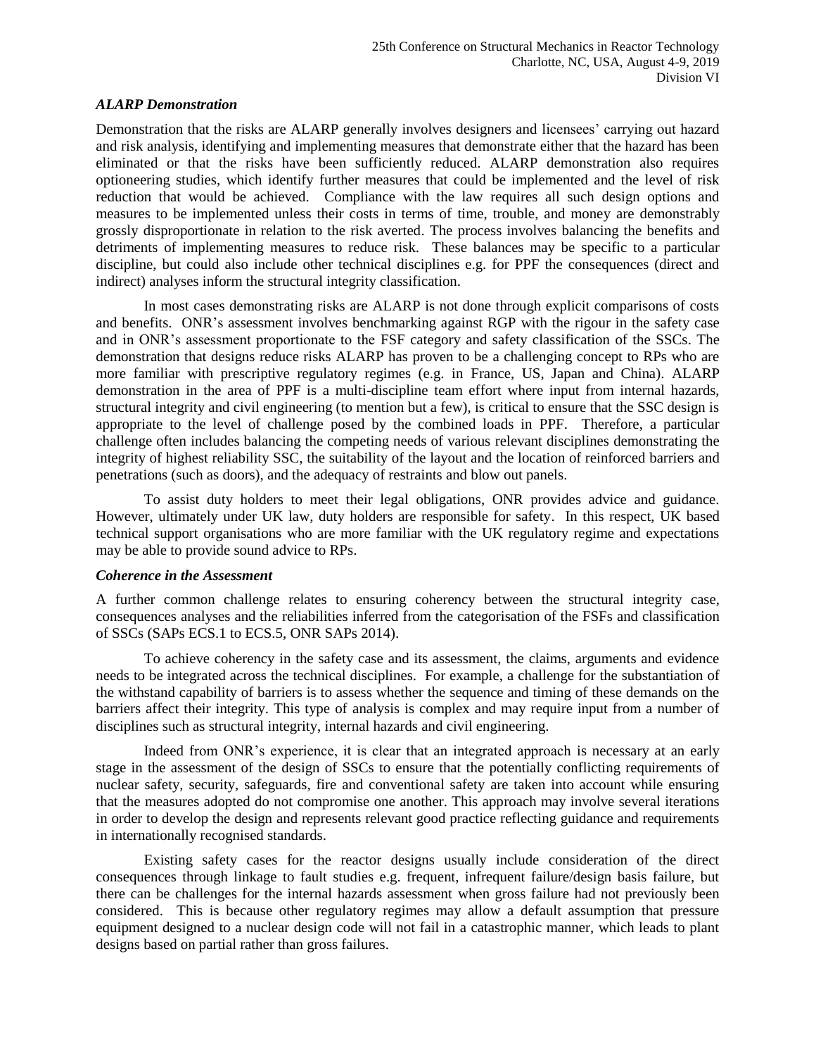### *ALARP Demonstration*

Demonstration that the risks are ALARP generally involves designers and licensees' carrying out hazard and risk analysis, identifying and implementing measures that demonstrate either that the hazard has been eliminated or that the risks have been sufficiently reduced. ALARP demonstration also requires optioneering studies, which identify further measures that could be implemented and the level of risk reduction that would be achieved. Compliance with the law requires all such design options and measures to be implemented unless their costs in terms of time, trouble, and money are demonstrably grossly disproportionate in relation to the risk averted. The process involves balancing the benefits and detriments of implementing measures to reduce risk. These balances may be specific to a particular discipline, but could also include other technical disciplines e.g. for PPF the consequences (direct and indirect) analyses inform the structural integrity classification.

In most cases demonstrating risks are ALARP is not done through explicit comparisons of costs and benefits. ONR's assessment involves benchmarking against RGP with the rigour in the safety case and in ONR's assessment proportionate to the FSF category and safety classification of the SSCs. The demonstration that designs reduce risks ALARP has proven to be a challenging concept to RPs who are more familiar with prescriptive regulatory regimes (e.g. in France, US, Japan and China). ALARP demonstration in the area of PPF is a multi-discipline team effort where input from internal hazards, structural integrity and civil engineering (to mention but a few), is critical to ensure that the SSC design is appropriate to the level of challenge posed by the combined loads in PPF. Therefore, a particular challenge often includes balancing the competing needs of various relevant disciplines demonstrating the integrity of highest reliability SSC, the suitability of the layout and the location of reinforced barriers and penetrations (such as doors), and the adequacy of restraints and blow out panels.

To assist duty holders to meet their legal obligations, ONR provides advice and guidance. However, ultimately under UK law, duty holders are responsible for safety. In this respect, UK based technical support organisations who are more familiar with the UK regulatory regime and expectations may be able to provide sound advice to RPs.

### *Coherence in the Assessment*

A further common challenge relates to ensuring coherency between the structural integrity case, consequences analyses and the reliabilities inferred from the categorisation of the FSFs and classification of SSCs (SAPs ECS.1 to ECS.5, ONR SAPs 2014).

To achieve coherency in the safety case and its assessment, the claims, arguments and evidence needs to be integrated across the technical disciplines. For example, a challenge for the substantiation of the withstand capability of barriers is to assess whether the sequence and timing of these demands on the barriers affect their integrity. This type of analysis is complex and may require input from a number of disciplines such as structural integrity, internal hazards and civil engineering.

Indeed from ONR's experience, it is clear that an integrated approach is necessary at an early stage in the assessment of the design of SSCs to ensure that the potentially conflicting requirements of nuclear safety, security, safeguards, fire and conventional safety are taken into account while ensuring that the measures adopted do not compromise one another. This approach may involve several iterations in order to develop the design and represents relevant good practice reflecting guidance and requirements in internationally recognised standards.

Existing safety cases for the reactor designs usually include consideration of the direct consequences through linkage to fault studies e.g. frequent, infrequent failure/design basis failure, but there can be challenges for the internal hazards assessment when gross failure had not previously been considered. This is because other regulatory regimes may allow a default assumption that pressure equipment designed to a nuclear design code will not fail in a catastrophic manner, which leads to plant designs based on partial rather than gross failures.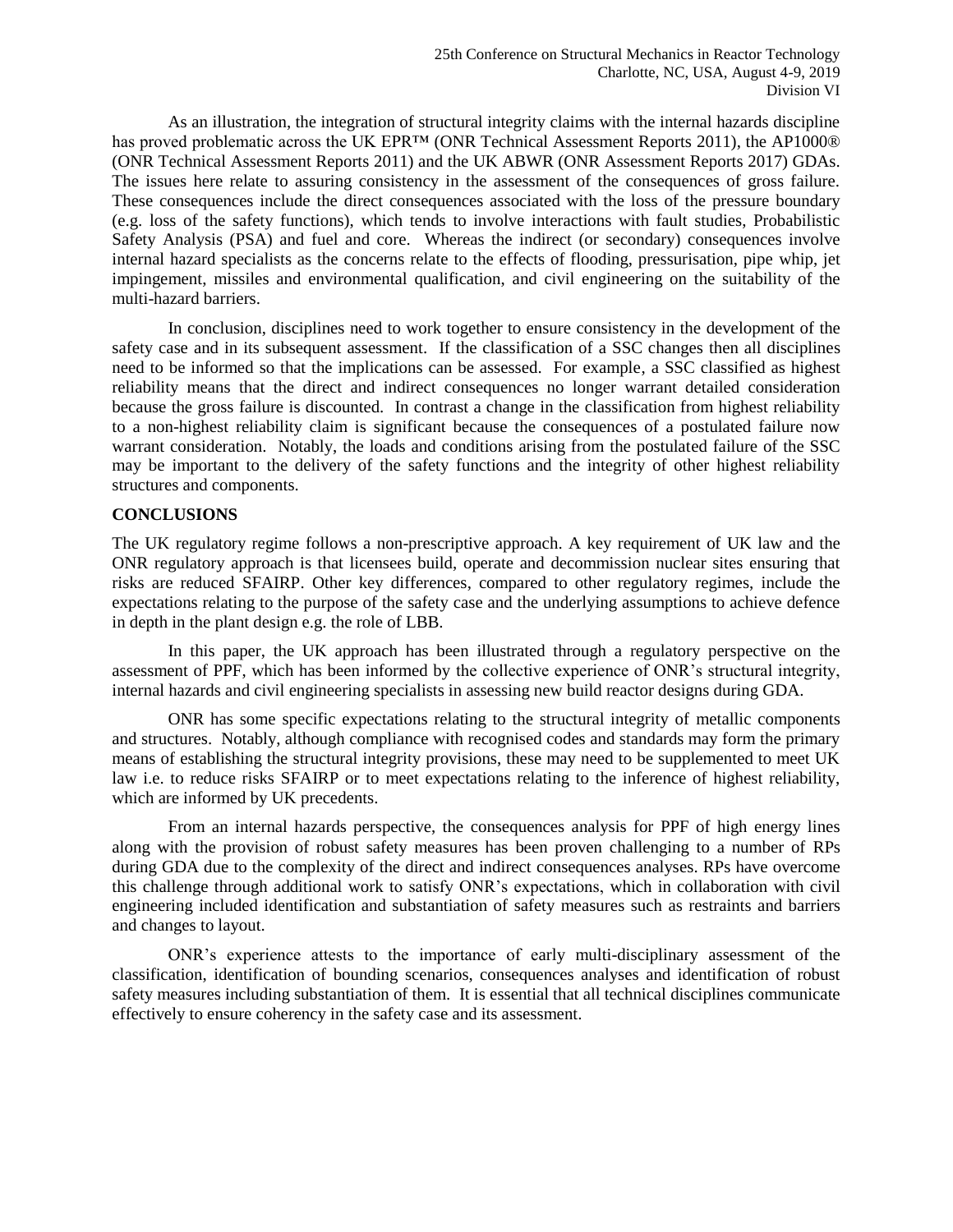As an illustration, the integration of structural integrity claims with the internal hazards discipline has proved problematic across the UK EPR™ (ONR Technical Assessment Reports 2011), the AP1000® (ONR Technical Assessment Reports 2011) and the UK ABWR (ONR Assessment Reports 2017) GDAs. The issues here relate to assuring consistency in the assessment of the consequences of gross failure. These consequences include the direct consequences associated with the loss of the pressure boundary (e.g. loss of the safety functions), which tends to involve interactions with fault studies, Probabilistic Safety Analysis (PSA) and fuel and core. Whereas the indirect (or secondary) consequences involve internal hazard specialists as the concerns relate to the effects of flooding, pressurisation, pipe whip, jet impingement, missiles and environmental qualification, and civil engineering on the suitability of the multi-hazard barriers.

In conclusion, disciplines need to work together to ensure consistency in the development of the safety case and in its subsequent assessment. If the classification of a SSC changes then all disciplines need to be informed so that the implications can be assessed. For example, a SSC classified as highest reliability means that the direct and indirect consequences no longer warrant detailed consideration because the gross failure is discounted. In contrast a change in the classification from highest reliability to a non-highest reliability claim is significant because the consequences of a postulated failure now warrant consideration. Notably, the loads and conditions arising from the postulated failure of the SSC may be important to the delivery of the safety functions and the integrity of other highest reliability structures and components.

## CONCLUSIONS

The UK regulatory regime follows a non-prescriptive approach. A key requirement of UK law and the ONR regulatory approach is that licensees build, operate and decommission nuclear sites ensuring that risks are reduced SFAIRP. Other key differences, compared to other regulatory regimes, include the expectations relating to the purpose of the safety case and the underlying assumptions to achieve defence in depth in the plant design e.g. the role of LBB.

In this paper, the UK approach has been illustrated through a regulatory perspective on the assessment of PPF, which has been informed by the collective experience of ONR's structural integrity, internal hazards and civil engineering specialists in assessing new build reactor designs during GDA.

ONR has some specific expectations relating to the structural integrity of metallic components and structures. Notably, although compliance with recognised codes and standards may form the primary means of establishing the structural integrity provisions, these may need to be supplemented to meet UK law i.e. to reduce risks SFAIRP or to meet expectations relating to the inference of highest reliability, which are informed by UK precedents.

From an internal hazards perspective, the consequences analysis for PPF of high energy lines along with the provision of robust safety measures has been proven challenging to a number of RPs during GDA due to the complexity of the direct and indirect consequences analyses. RPs have overcome this challenge through additional work to satisfy ONR's expectations, which in collaboration with civil engineering included identification and substantiation of safety measures such as restraints and barriers and changes to layout.

ONR's experience attests to the importance of early multi-disciplinary assessment of the classification, identification of bounding scenarios, consequences analyses and identification of robust safety measures including substantiation of them. It is essential that all technical disciplines communicate effectively to ensure coherency in the safety case and its assessment.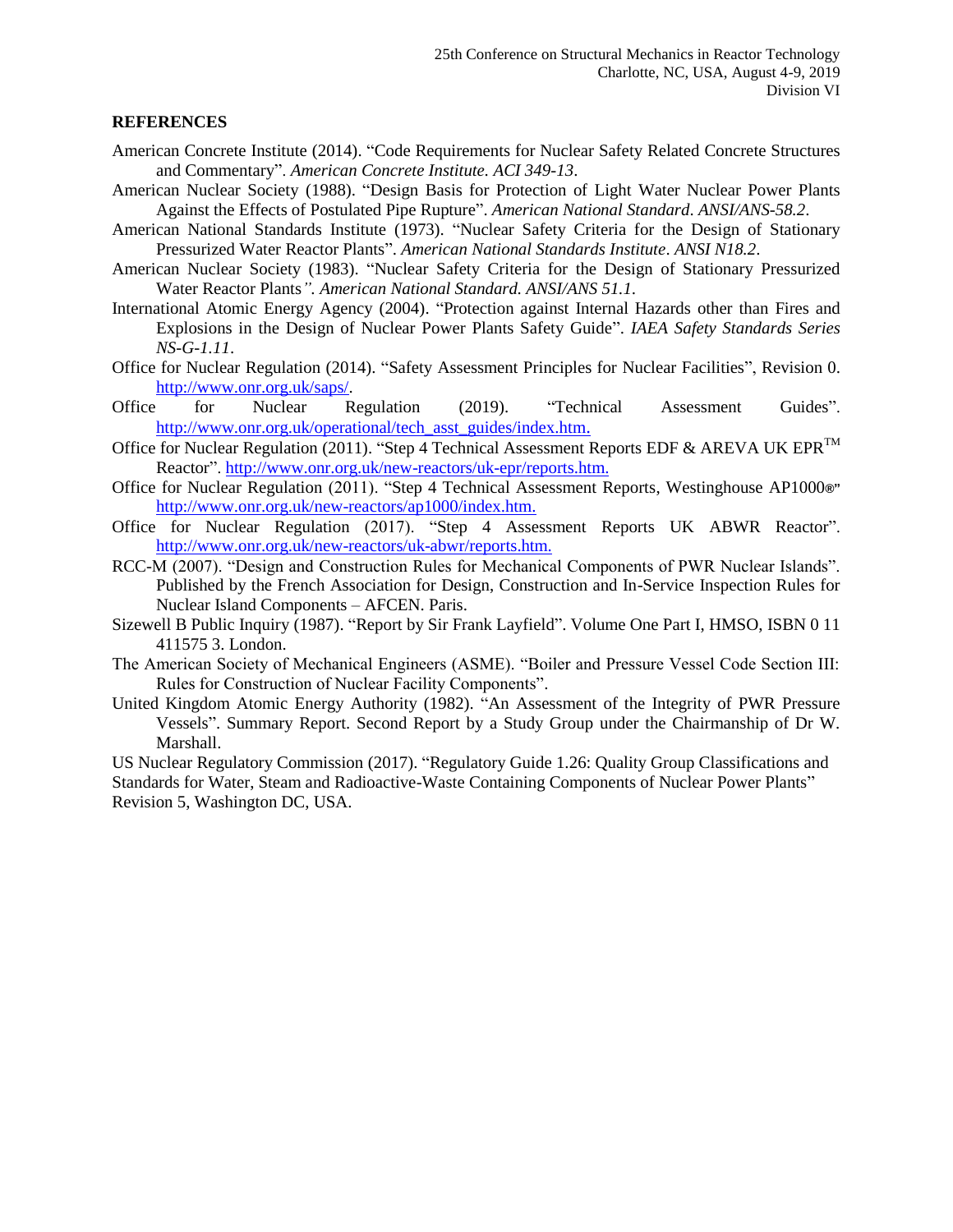**REFERENCES**

American Concrete Institute (2014). "Code Requirements for Nuclear Safety Related Concrete Structures and Commentary". *American Concrete Institute*. *ACI 349-13*.

American Nuclear Society (1988). "Design Basis for Protection of Light Water Nuclear Power Plants Against the Effects of Postulated Pipe Rupture". *American National Standard*. *ANSI/ANS-58.2*.

American National Standards Institute (1973). "Nuclear Safety Criteria for the Design of Stationary Pressurized Water Reactor Plants". *American National Standards Institute*. *ANSI N18.2*.

American Nuclear Society (1983). "Nuclear Safety Criteria for the Design of Stationary Pressurized Water Reactor Plants*"*. *American National Standard. ANSI/ANS 51.1*.

International Atomic Energy Agency (2004). "Protection against Internal Hazards other than Fires and Explosions in the Design of Nuclear Power Plants Safety Guide". *IAEA Safety Standards Series NS-G-1.11*.

Office for Nuclear Regulation (2014). "Safety Assessment Principles for Nuclear Facilities", Revision 0. http://www.onr.org.uk/saps/.

Office for Nuclear Regulation (2019). "Technical Assessment Guides". http://www.onr.org.uk/operational/tech_asst_guides/index.htm.

Office for Nuclear Regulation (2011). "Step 4 Technical Assessment Reports EDF & AREVA UK EPR™ Reactor". http://www.onr.org.uk/new-reactors/uk-epr/reports.htm.

Office for Nuclear Regulation (2011). "Step 4 Technical Assessment Reports, Westinghouse AP1000®" http://www.onr.org.uk/new-reactors/ap1000/index.htm.

Office for Nuclear Regulation (2017). "Step 4 Assessment Reports UK ABWR Reactor". http://www.onr.org.uk/new-reactors/uk-abwr/reports.htm.

RCC-M (2007). "Design and Construction Rules for Mechanical Components of PWR Nuclear Islands". Published by the French Association for Design, Construction and In-Service Inspection Rules for Nuclear Island Components – AFCEN. Paris.

Sizewell B Public Inquiry (1987). "Report by Sir Frank Layfield". Volume One Part I, HMSO, ISBN 0 11 411575 3. London.

The American Society of Mechanical Engineers (ASME). "Boiler and Pressure Vessel Code Section III: Rules for Construction of Nuclear Facility Components".

United Kingdom Atomic Energy Authority (1982). "An Assessment of the Integrity of PWR Pressure Vessels". Summary Report. Second Report by a Study Group under the Chairmanship of Dr W. Marshall.

US Nuclear Regulatory Commission (2017). "Regulatory Guide 1.26: Quality Group Classifications and Standards for Water, Steam and Radioactive-Waste Containing Components of Nuclear Power Plants" Revision 5, Washington DC, USA.